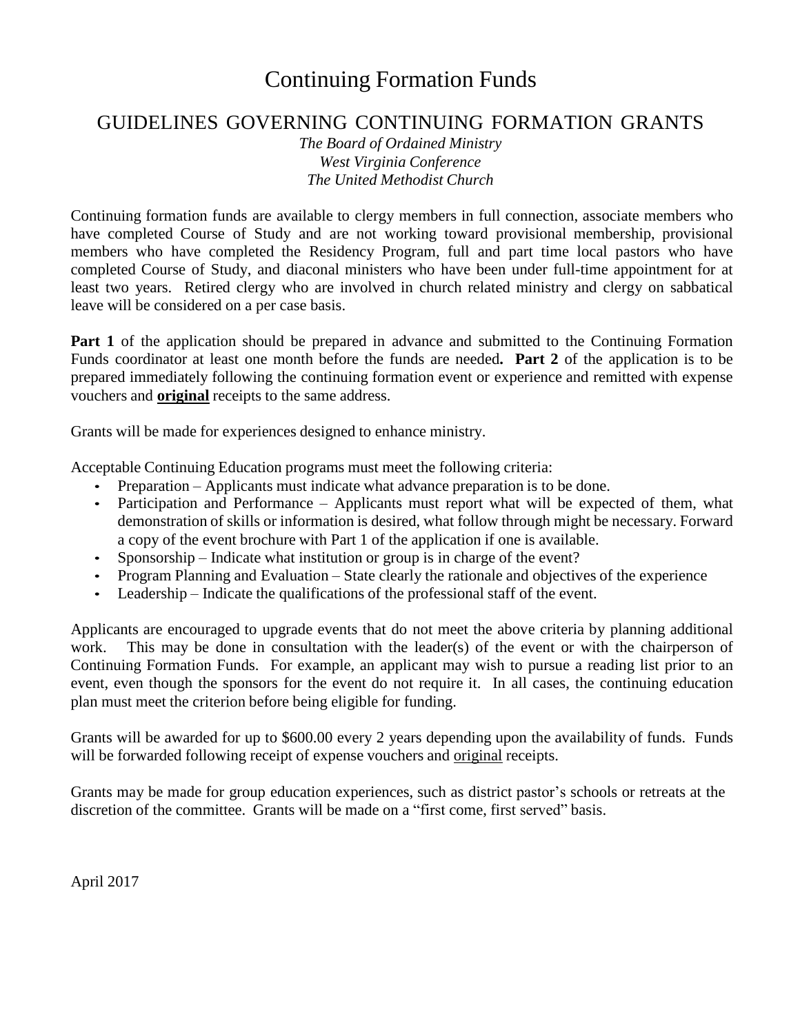# Continuing Formation Funds

## GUIDELINES GOVERNING CONTINUING FORMATION GRANTS

*The Board of Ordained Ministry*
*West Virginia Conference*
*The United Methodist Church*

Continuing formation funds are available to clergy members in full connection, associate members who have completed Course of Study and are not working toward provisional membership, provisional members who have completed the Residency Program, full and part time local pastors who have completed Course of Study, and diaconal ministers who have been under full-time appointment for at least two years. Retired clergy who are involved in church related ministry and clergy on sabbatical leave will be considered on a per case basis.

**Part 1** of the application should be prepared in advance and submitted to the Continuing Formation Funds coordinator at least one month before the funds are needed**. Part 2** of the application is to be prepared immediately following the continuing formation event or experience and remitted with expense vouchers and <u>**original**</u> receipts to the same address.

Grants will be made for experiences designed to enhance ministry.

Acceptable Continuing Education programs must meet the following criteria:

- Preparation – Applicants must indicate what advance preparation is to be done.
- Participation and Performance – Applicants must report what will be expected of them, what demonstration of skills or information is desired, what follow through might be necessary. Forward a copy of the event brochure with Part 1 of the application if one is available.
- Sponsorship – Indicate what institution or group is in charge of the event?
- Program Planning and Evaluation – State clearly the rationale and objectives of the experience
- Leadership – Indicate the qualifications of the professional staff of the event.

Applicants are encouraged to upgrade events that do not meet the above criteria by planning additional work. This may be done in consultation with the leader(s) of the event or with the chairperson of Continuing Formation Funds. For example, an applicant may wish to pursue a reading list prior to an event, even though the sponsors for the event do not require it. In all cases, the continuing education plan must meet the criterion before being eligible for funding.

Grants will be awarded for up to $600.00 every 2 years depending upon the availability of funds. Funds will be forwarded following receipt of expense vouchers and <u>original</u> receipts.

Grants may be made for group education experiences, such as district pastor's schools or retreats at the discretion of the committee. Grants will be made on a "first come, first served" basis.

April 2017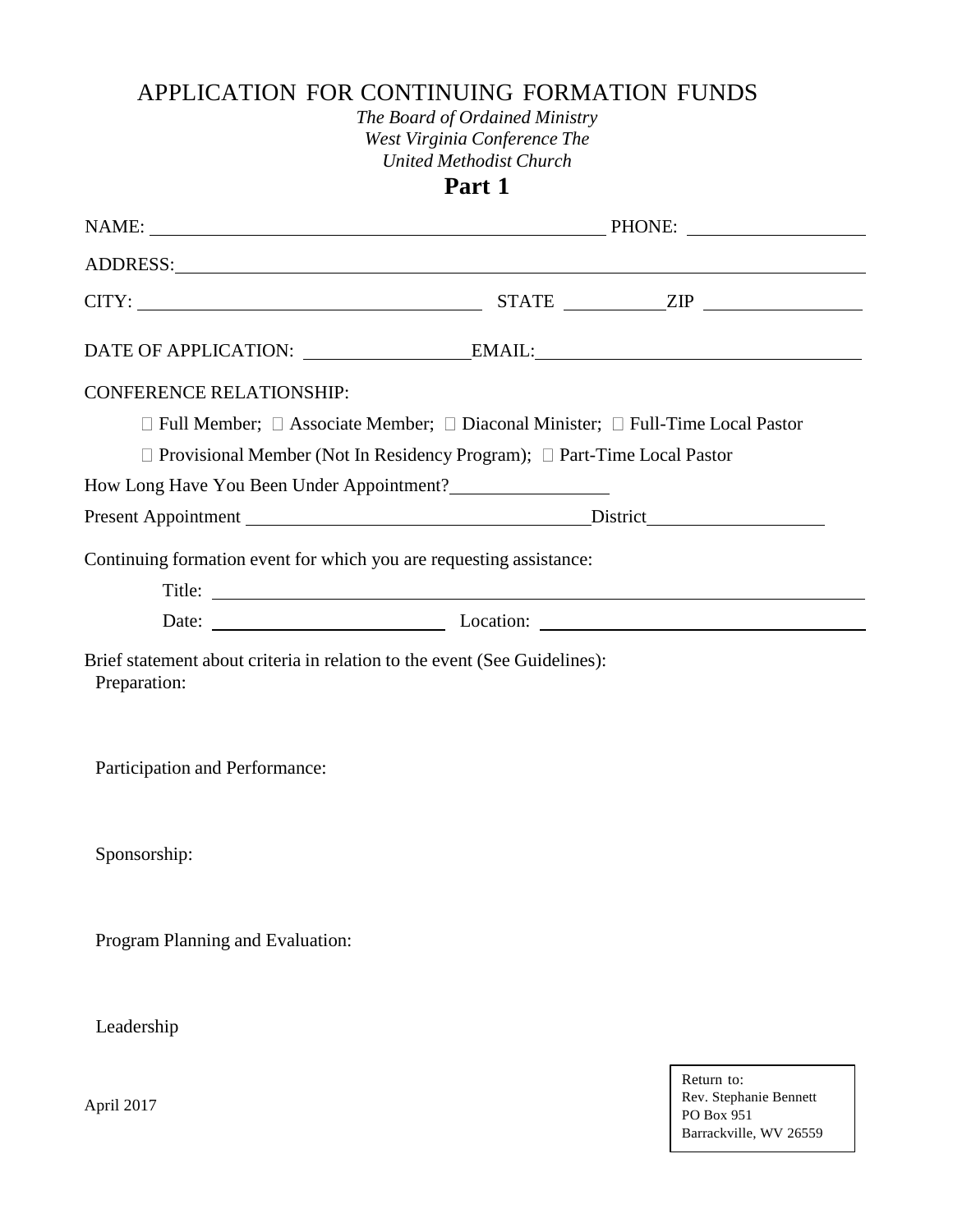# APPLICATION FOR CONTINUING FORMATION FUNDS

*The Board of Ordained Ministry*
*West Virginia Conference The*
*United Methodist Church*

## Part 1

NAME: ______________________________ PHONE: ______________

ADDRESS: ______________________________________________

CITY: ______________________ STATE __________ ZIP ____________

DATE OF APPLICATION: ______________ EMAIL: ______________________

CONFERENCE RELATIONSHIP:

☐ Full Member; ☐ Associate Member; ☐ Diaconal Minister; ☐ Full-Time Local Pastor

☐ Provisional Member (Not In Residency Program); ☐ Part-Time Local Pastor

How Long Have You Been Under Appointment? ______________

Present Appointment ______________________________ District ______________

Continuing formation event for which you are requesting assistance:

Title: ______________________________________________

Date: ____________________ Location: ______________________

Brief statement about criteria in relation to the event (See Guidelines):

Preparation:

Participation and Performance:

Sponsorship:

Program Planning and Evaluation:

Leadership

April 2017

Return to:
Rev. Stephanie Bennett
PO Box 951
Barrackville, WV 26559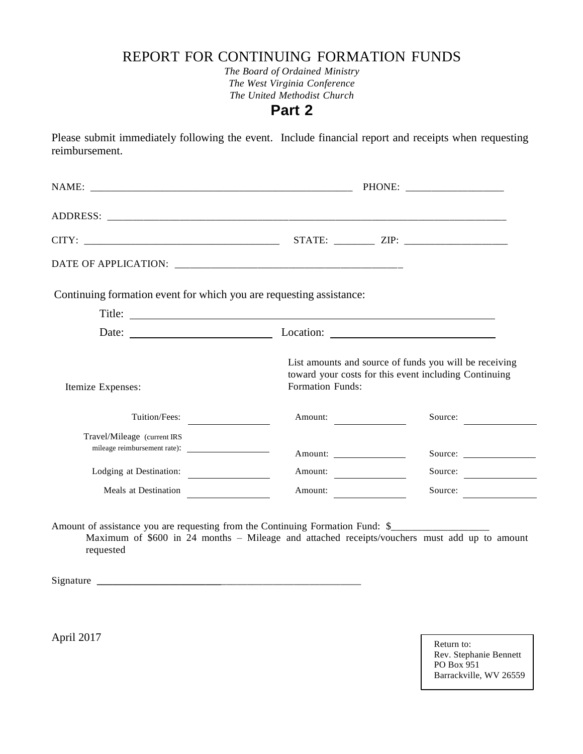# REPORT FOR CONTINUING FORMATION FUNDS

*The Board of Ordained Ministry*
*The West Virginia Conference*
*The United Methodist Church*

## Part 2

Please submit immediately following the event. Include financial report and receipts when requesting reimbursement.

NAME: ______________________________________________________ PHONE: ____________________

ADDRESS: ___________________________________________________________________________________

CITY: ________________________________________ STATE: ________ ZIP: ____________________

DATE OF APPLICATION: ______________________________________________

Continuing formation event for which you are requesting assistance:

Title: ____________________________________________________________________________

Date: ____________________________ Location: ______________________________

| Itemize Expenses: | | List amounts and source of funds you will be receiving toward your costs for this event including Continuing Formation Funds: | | | |
|---|---|---|---|---|---|
| Tuition/Fees: | ________ | Amount: | ________ | Source: | ________ |
| Travel/Mileage (current IRS mileage reimbursement rate): | ________ | Amount: | ________ | Source: | ________ |
| Lodging at Destination: | ________ | Amount: | ________ | Source: | ________ |
| Meals at Destination | ________ | Amount: | ________ | Source: | ________ |

Amount of assistance you are requesting from the Continuing Formation Fund: $___________________

Maximum of $600 in 24 months – Mileage and attached receipts/vouchers must add up to amount requested

Signature ____________________________________________________

April 2017

Return to:
Rev. Stephanie Bennett
PO Box 951
Barrackville, WV 26559